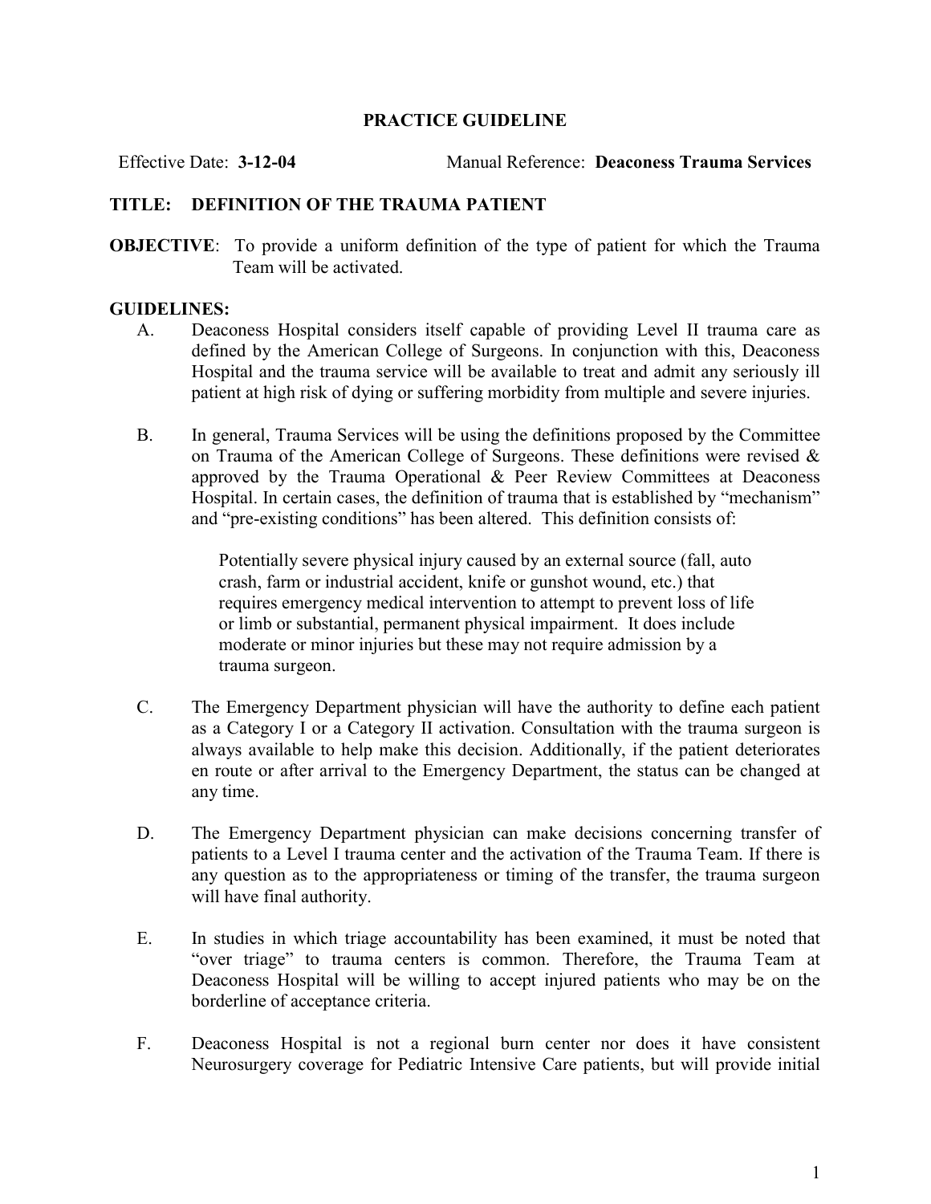# PRACTICE GUIDELINE

Effective Date: **3-12-04** Manual Reference: **Deaconess Trauma Services**

## TITLE: DEFINITION OF THE TRAUMA PATIENT

**OBJECTIVE**: To provide a uniform definition of the type of patient for which the Trauma Team will be activated.

**GUIDELINES:**

A. Deaconess Hospital considers itself capable of providing Level II trauma care as defined by the American College of Surgeons. In conjunction with this, Deaconess Hospital and the trauma service will be available to treat and admit any seriously ill patient at high risk of dying or suffering morbidity from multiple and severe injuries.

B. In general, Trauma Services will be using the definitions proposed by the Committee on Trauma of the American College of Surgeons. These definitions were revised & approved by the Trauma Operational & Peer Review Committees at Deaconess Hospital. In certain cases, the definition of trauma that is established by "mechanism" and "pre-existing conditions" has been altered. This definition consists of:

> Potentially severe physical injury caused by an external source (fall, auto crash, farm or industrial accident, knife or gunshot wound, etc.) that requires emergency medical intervention to attempt to prevent loss of life or limb or substantial, permanent physical impairment. It does include moderate or minor injuries but these may not require admission by a trauma surgeon.

C. The Emergency Department physician will have the authority to define each patient as a Category I or a Category II activation. Consultation with the trauma surgeon is always available to help make this decision. Additionally, if the patient deteriorates en route or after arrival to the Emergency Department, the status can be changed at any time.

D. The Emergency Department physician can make decisions concerning transfer of patients to a Level I trauma center and the activation of the Trauma Team. If there is any question as to the appropriateness or timing of the transfer, the trauma surgeon will have final authority.

E. In studies in which triage accountability has been examined, it must be noted that "over triage" to trauma centers is common. Therefore, the Trauma Team at Deaconess Hospital will be willing to accept injured patients who may be on the borderline of acceptance criteria.

F. Deaconess Hospital is not a regional burn center nor does it have consistent Neurosurgery coverage for Pediatric Intensive Care patients, but will provide initial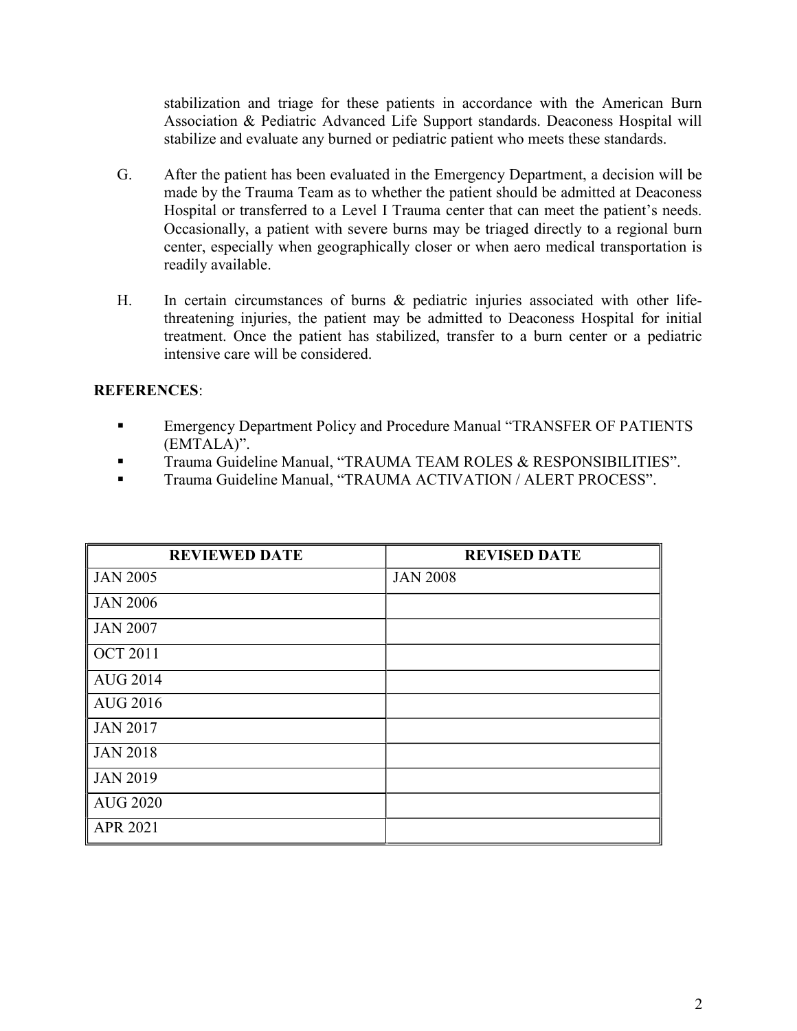stabilization and triage for these patients in accordance with the American Burn Association & Pediatric Advanced Life Support standards. Deaconess Hospital will stabilize and evaluate any burned or pediatric patient who meets these standards.

G. After the patient has been evaluated in the Emergency Department, a decision will be made by the Trauma Team as to whether the patient should be admitted at Deaconess Hospital or transferred to a Level I Trauma center that can meet the patient's needs. Occasionally, a patient with severe burns may be triaged directly to a regional burn center, especially when geographically closer or when aero medical transportation is readily available.

H. In certain circumstances of burns & pediatric injuries associated with other life-threatening injuries, the patient may be admitted to Deaconess Hospital for initial treatment. Once the patient has stabilized, transfer to a burn center or a pediatric intensive care will be considered.

**REFERENCES**:

- Emergency Department Policy and Procedure Manual "TRANSFER OF PATIENTS (EMTALA)".
- Trauma Guideline Manual, "TRAUMA TEAM ROLES & RESPONSIBILITIES".
- Trauma Guideline Manual, "TRAUMA ACTIVATION / ALERT PROCESS".

| REVIEWED DATE | REVISED DATE |
|---|---|
| JAN 2005 | JAN 2008 |
| JAN 2006 | |
| JAN 2007 | |
| OCT 2011 | |
| AUG 2014 | |
| AUG 2016 | |
| JAN 2017 | |
| JAN 2018 | |
| JAN 2019 | |
| AUG 2020 | |
| APR 2021 | |